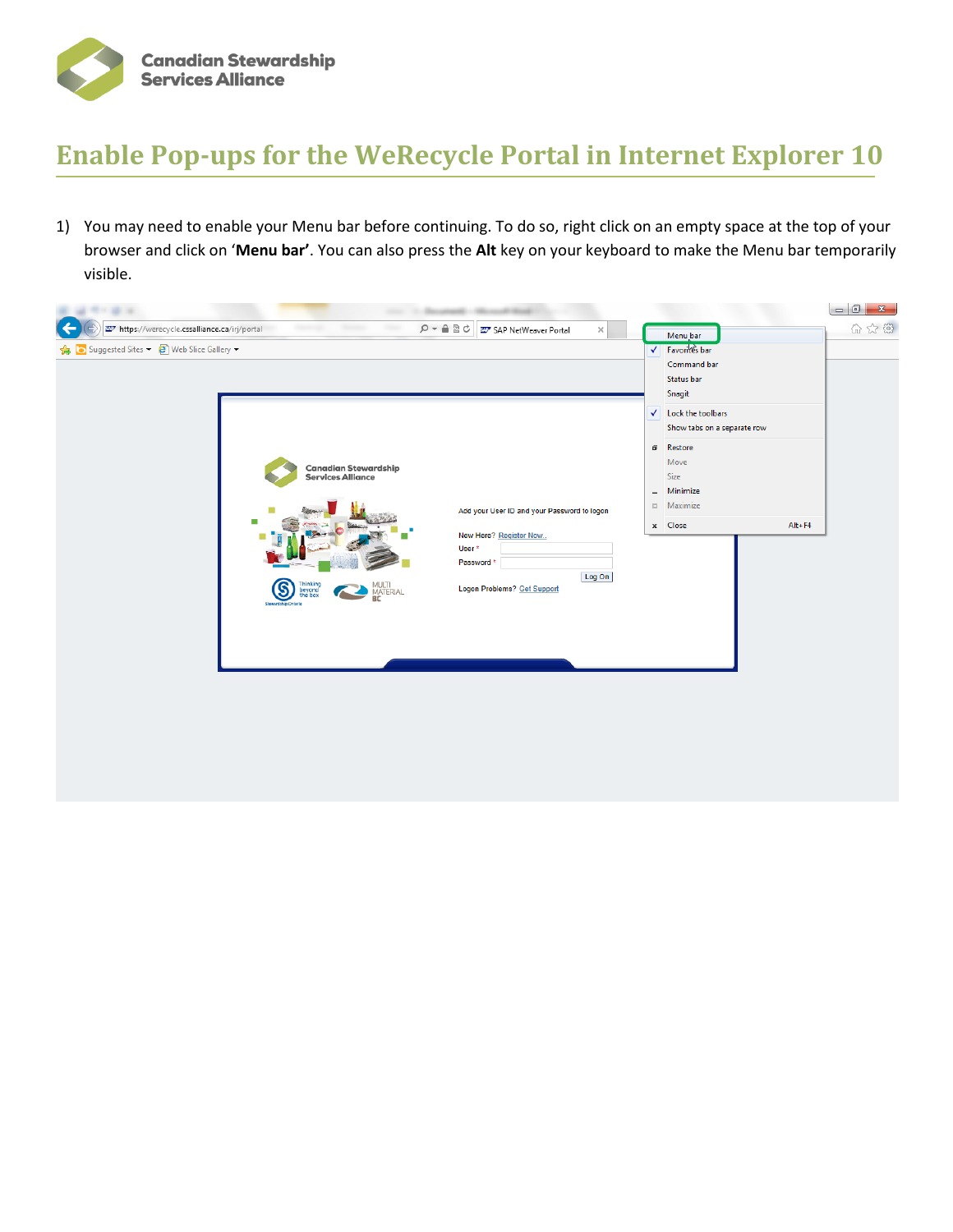# Enable Pop-ups for the WeRecycle Portal in Internet Explorer 10

1) You may need to enable your Menu bar before continuing. To do so, right click on an empty space at the top of your browser and click on '**Menu bar'**. You can also press the **Alt** key on your keyboard to make the Menu bar temporarily visible.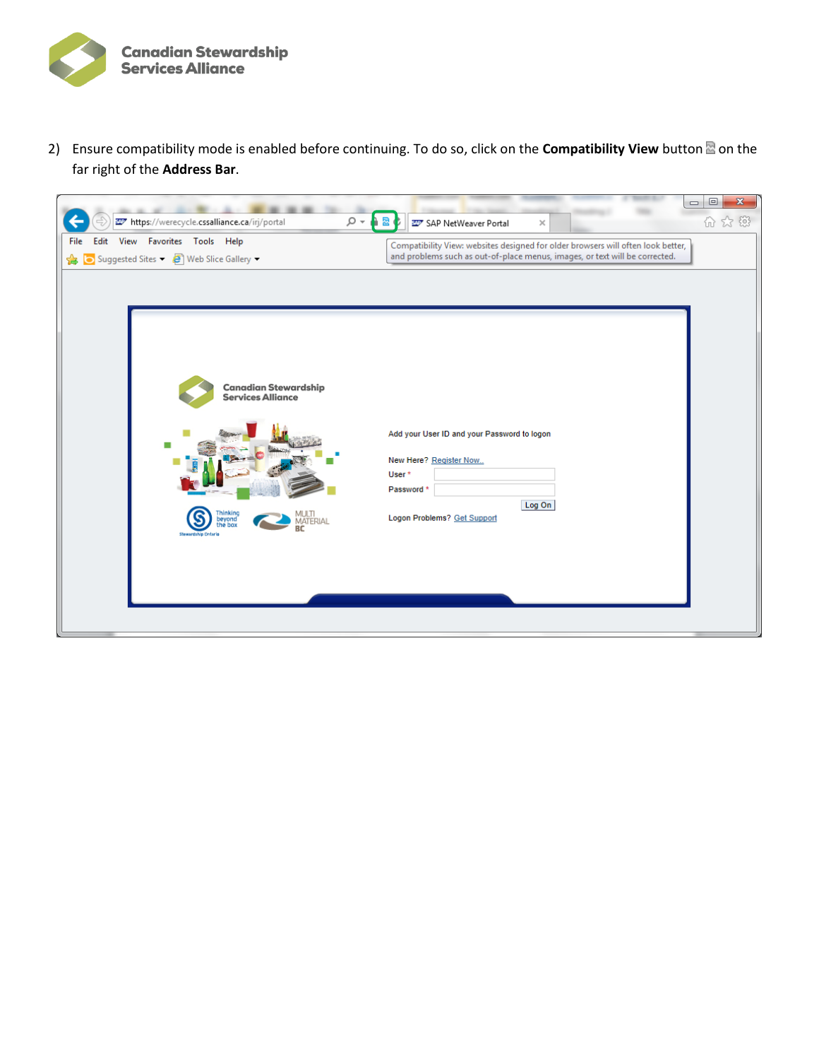2) Ensure compatibility mode is enabled before continuing. To do so, click on the **Compatibility View** button on the far right of the **Address Bar**.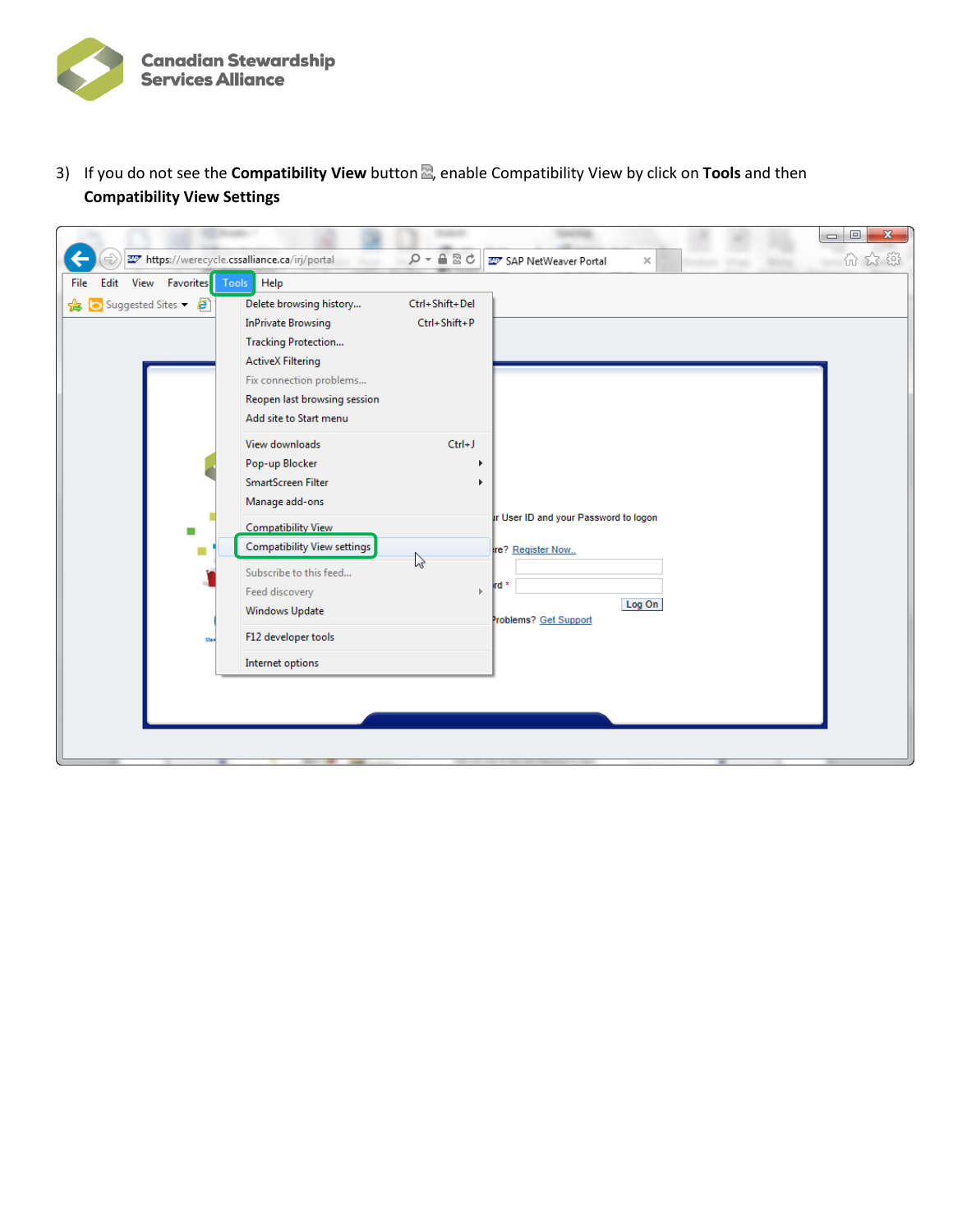3) If you do not see the **Compatibility View** button, enable Compatibility View by click on **Tools** and then **Compatibility View Settings**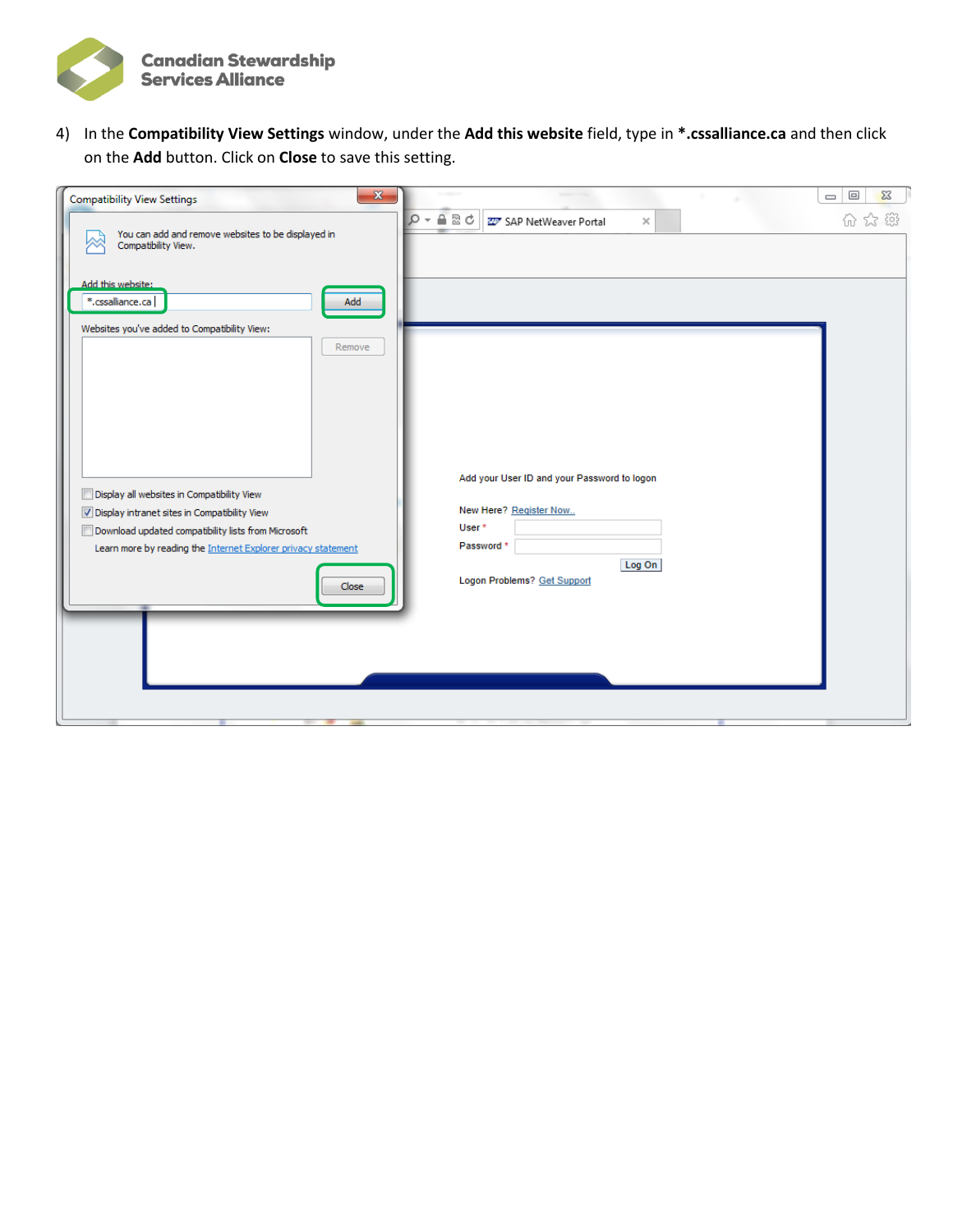4) In the **Compatibility View Settings** window, under the **Add this website** field, type in ***.cssalliance.ca** and then click on the **Add** button. Click on **Close** to save this setting.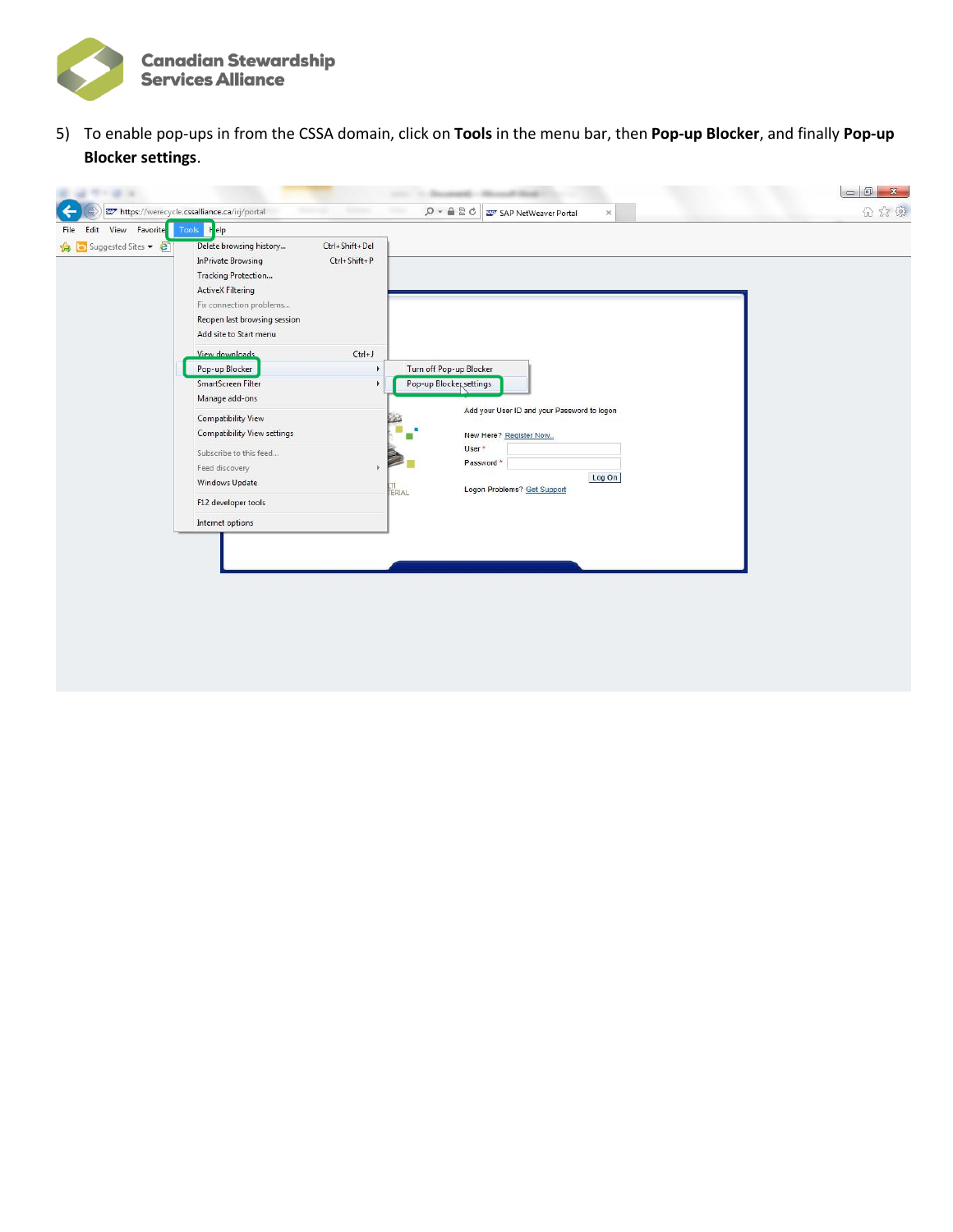5) To enable pop-ups in from the CSSA domain, click on **Tools** in the menu bar, then **Pop-up Blocker**, and finally **Pop-up Blocker settings**.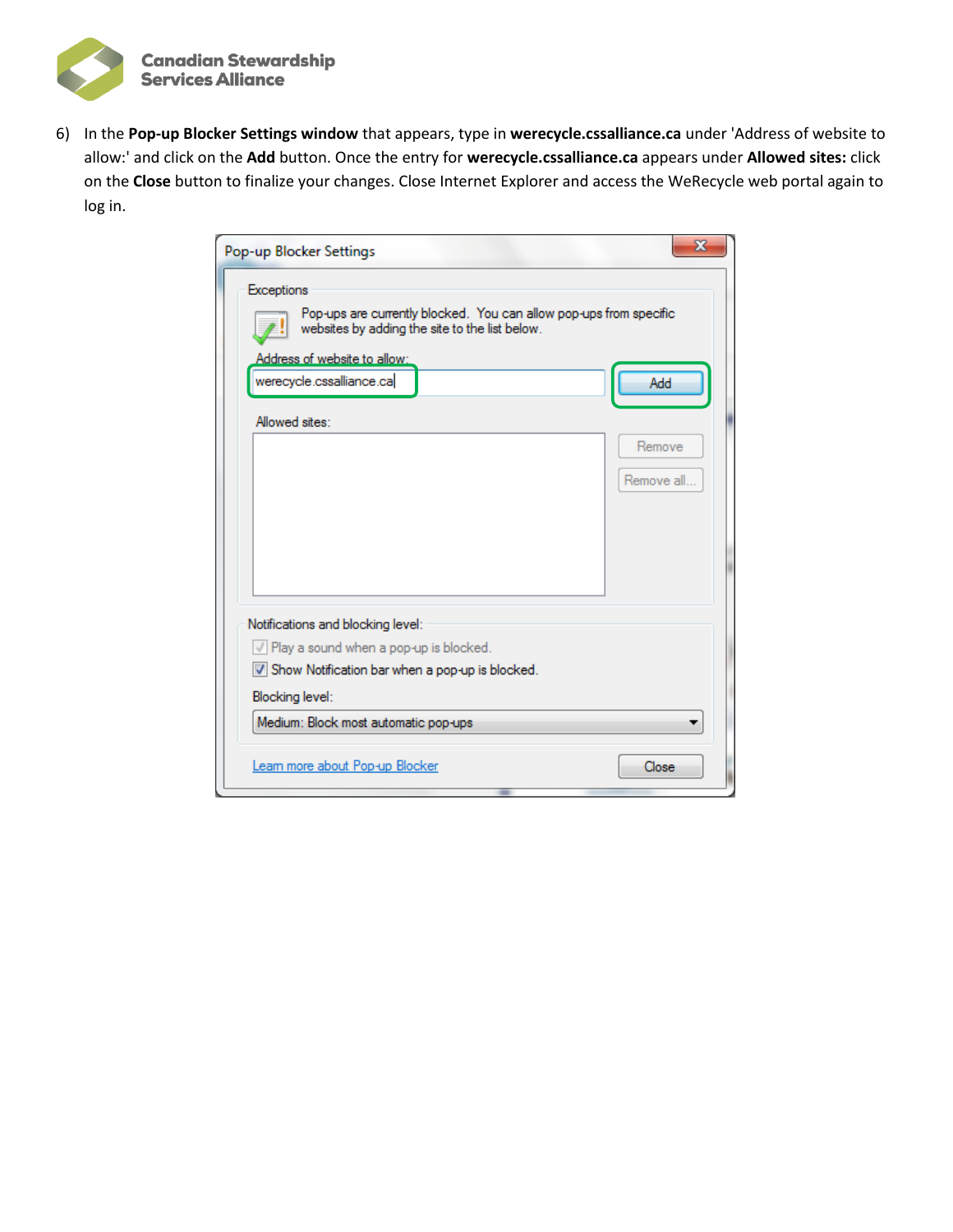6) In the **Pop-up Blocker Settings window** that appears, type in **werecycle.cssalliance.ca** under 'Address of website to allow:' and click on the **Add** button. Once the entry for **werecycle.cssalliance.ca** appears under **Allowed sites:** click on the **Close** button to finalize your changes. Close Internet Explorer and access the WeRecycle web portal again to log in.